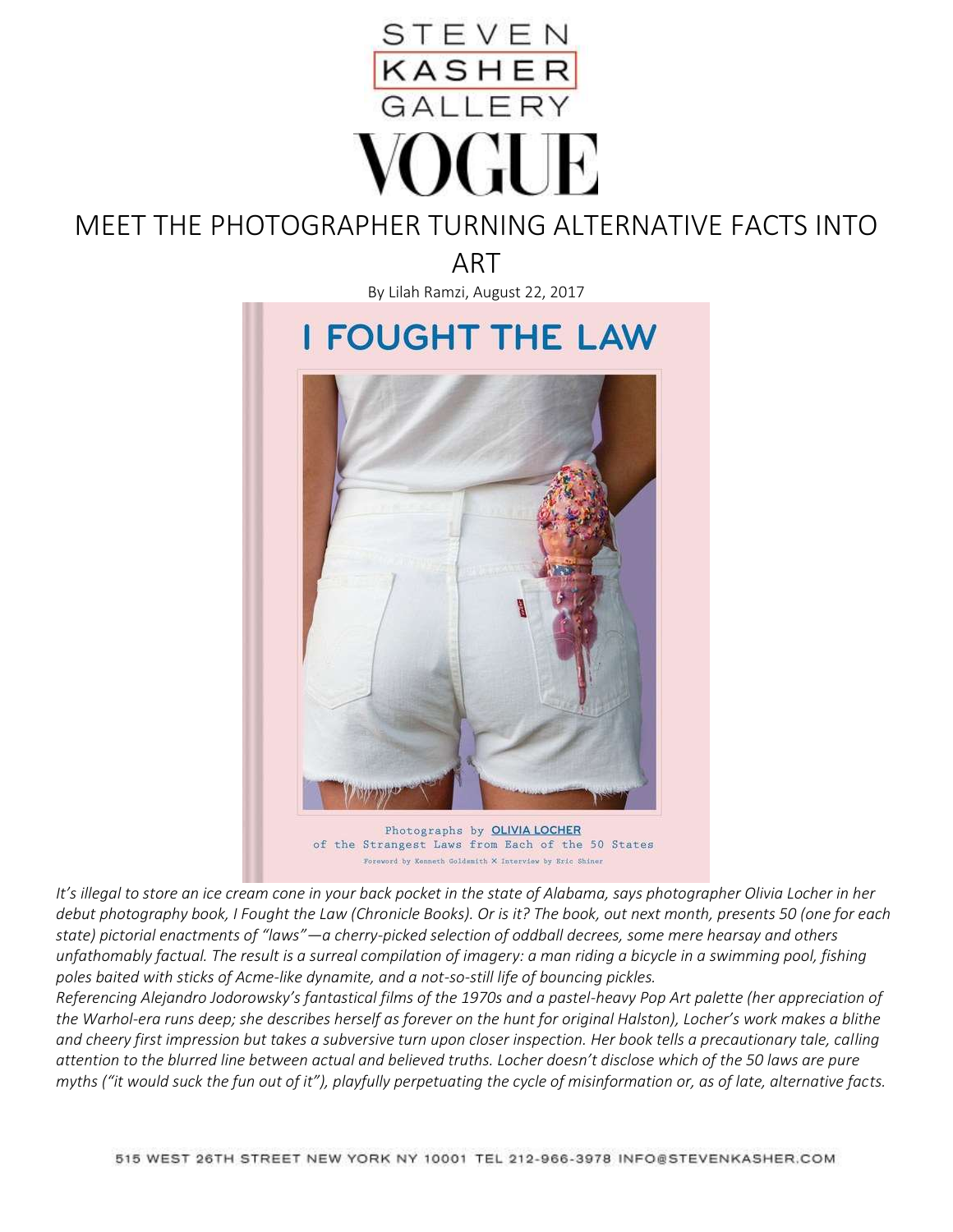STEVEN KASHER GALLERY

VOGUE

# MEET THE PHOTOGRAPHER TURNING ALTERNATIVE FACTS INTO ART

By Lilah Ramzi, August 22, 2017

I FOUGHT THE LAW

Photographs by OLIVIA LOCHER of the Strangest Laws from Each of the 50 States

Foreword by Kenneth Goldsmith × Interview by Eric Shiner

*It's illegal to store an ice cream cone in your back pocket in the state of Alabama, says photographer Olivia Locher in her debut photography book, I Fought the Law (Chronicle Books). Or is it? The book, out next month, presents 50 (one for each state) pictorial enactments of "laws"—a cherry-picked selection of oddball decrees, some mere hearsay and others unfathomably factual. The result is a surreal compilation of imagery: a man riding a bicycle in a swimming pool, fishing poles baited with sticks of Acme-like dynamite, and a not-so-still life of bouncing pickles.*

*Referencing Alejandro Jodorowsky's fantastical films of the 1970s and a pastel-heavy Pop Art palette (her appreciation of the Warhol-era runs deep; she describes herself as forever on the hunt for original Halston), Locher's work makes a blithe and cheery first impression but takes a subversive turn upon closer inspection. Her book tells a precautionary tale, calling attention to the blurred line between actual and believed truths. Locher doesn't disclose which of the 50 laws are pure myths ("it would suck the fun out of it"), playfully perpetuating the cycle of misinformation or, as of late, alternative facts.*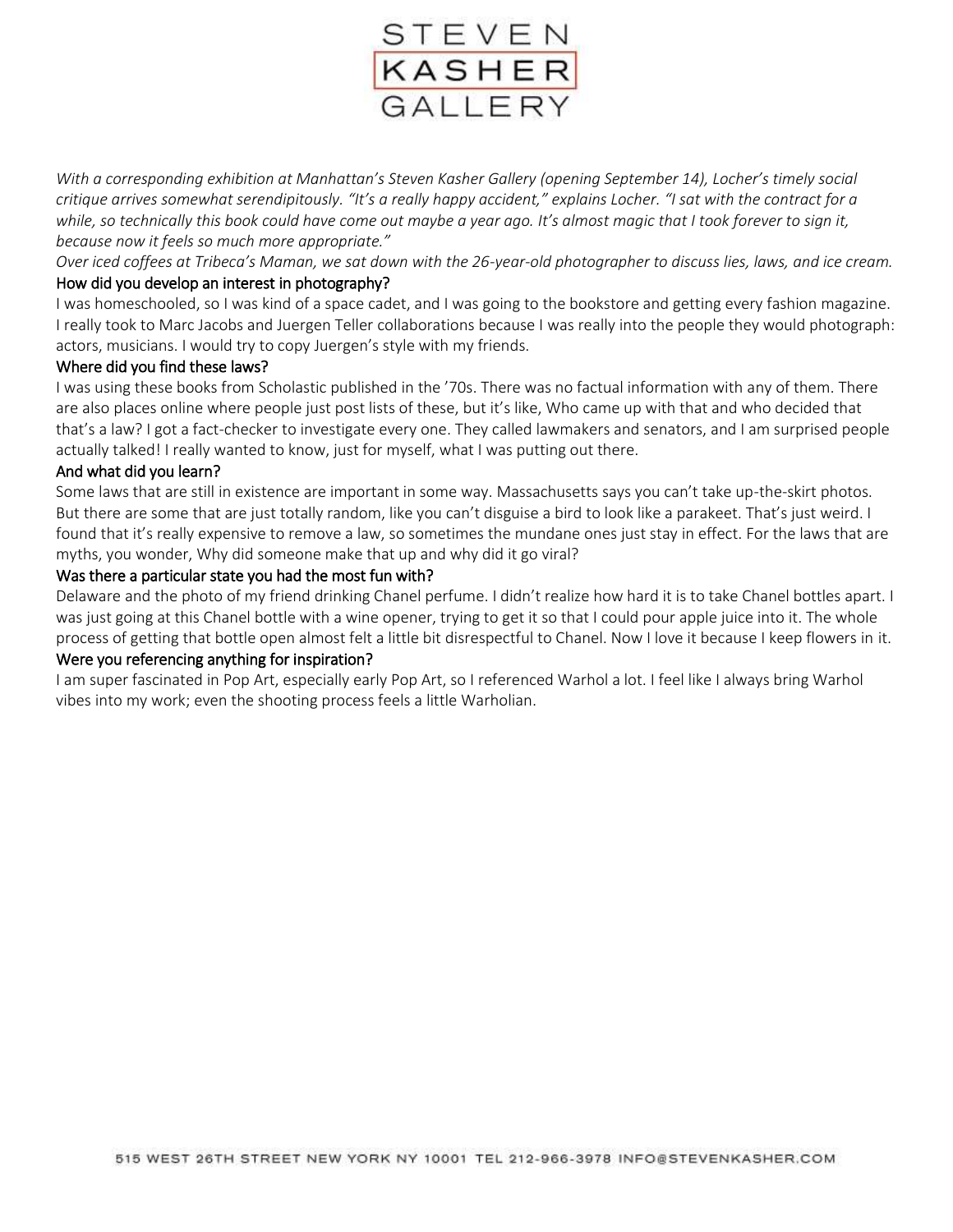*With a corresponding exhibition at Manhattan's Steven Kasher Gallery (opening September 14), Locher's timely social critique arrives somewhat serendipitously. "It's a really happy accident," explains Locher. "I sat with the contract for a while, so technically this book could have come out maybe a year ago. It's almost magic that I took forever to sign it, because now it feels so much more appropriate."*

*Over iced coffees at Tribeca's Maman, we sat down with the 26-year-old photographer to discuss lies, laws, and ice cream.*

### How did you develop an interest in photography?

I was homeschooled, so I was kind of a space cadet, and I was going to the bookstore and getting every fashion magazine. I really took to Marc Jacobs and Juergen Teller collaborations because I was really into the people they would photograph: actors, musicians. I would try to copy Juergen's style with my friends.

### Where did you find these laws?

I was using these books from Scholastic published in the '70s. There was no factual information with any of them. There are also places online where people just post lists of these, but it's like, Who came up with that and who decided that that's a law? I got a fact-checker to investigate every one. They called lawmakers and senators, and I am surprised people actually talked! I really wanted to know, just for myself, what I was putting out there.

### And what did you learn?

Some laws that are still in existence are important in some way. Massachusetts says you can't take up-the-skirt photos. But there are some that are just totally random, like you can't disguise a bird to look like a parakeet. That's just weird. I found that it's really expensive to remove a law, so sometimes the mundane ones just stay in effect. For the laws that are myths, you wonder, Why did someone make that up and why did it go viral?

### Was there a particular state you had the most fun with?

Delaware and the photo of my friend drinking Chanel perfume. I didn't realize how hard it is to take Chanel bottles apart. I was just going at this Chanel bottle with a wine opener, trying to get it so that I could pour apple juice into it. The whole process of getting that bottle open almost felt a little bit disrespectful to Chanel. Now I love it because I keep flowers in it.

### Were you referencing anything for inspiration?

I am super fascinated in Pop Art, especially early Pop Art, so I referenced Warhol a lot. I feel like I always bring Warhol vibes into my work; even the shooting process feels a little Warholian.